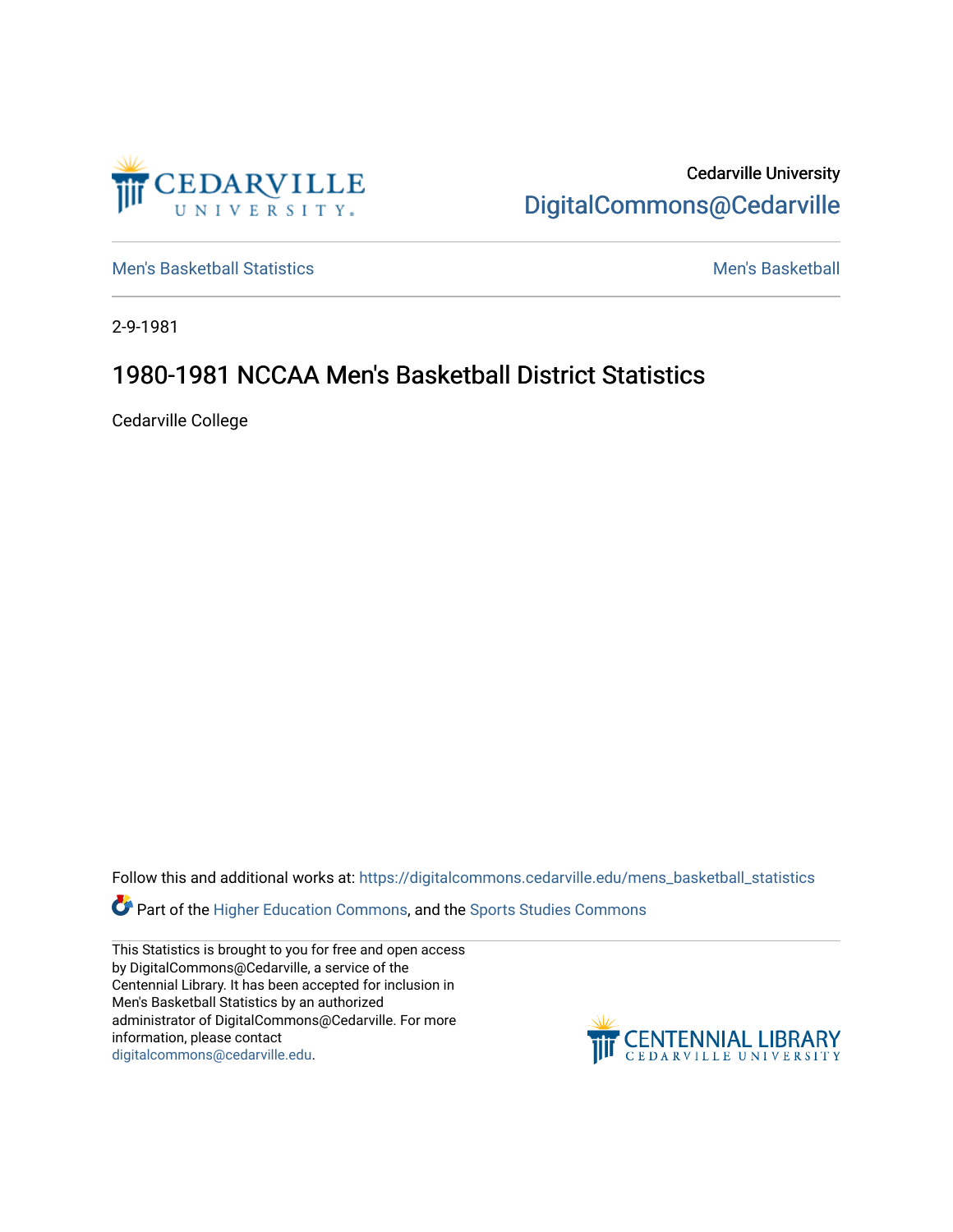Cedarville University

DigitalCommons@Cedarville

Men's Basketball Statistics

Men's Basketball

2-9-1981

# 1980-1981 NCCAA Men's Basketball District Statistics

Cedarville College

Follow this and additional works at: https://digitalcommons.cedarville.edu/mens_basketball_statistics

Part of the Higher Education Commons, and the Sports Studies Commons

This Statistics is brought to you for free and open access by DigitalCommons@Cedarville, a service of the Centennial Library. It has been accepted for inclusion in Men's Basketball Statistics by an authorized administrator of DigitalCommons@Cedarville. For more information, please contact digitalcommons@cedarville.edu.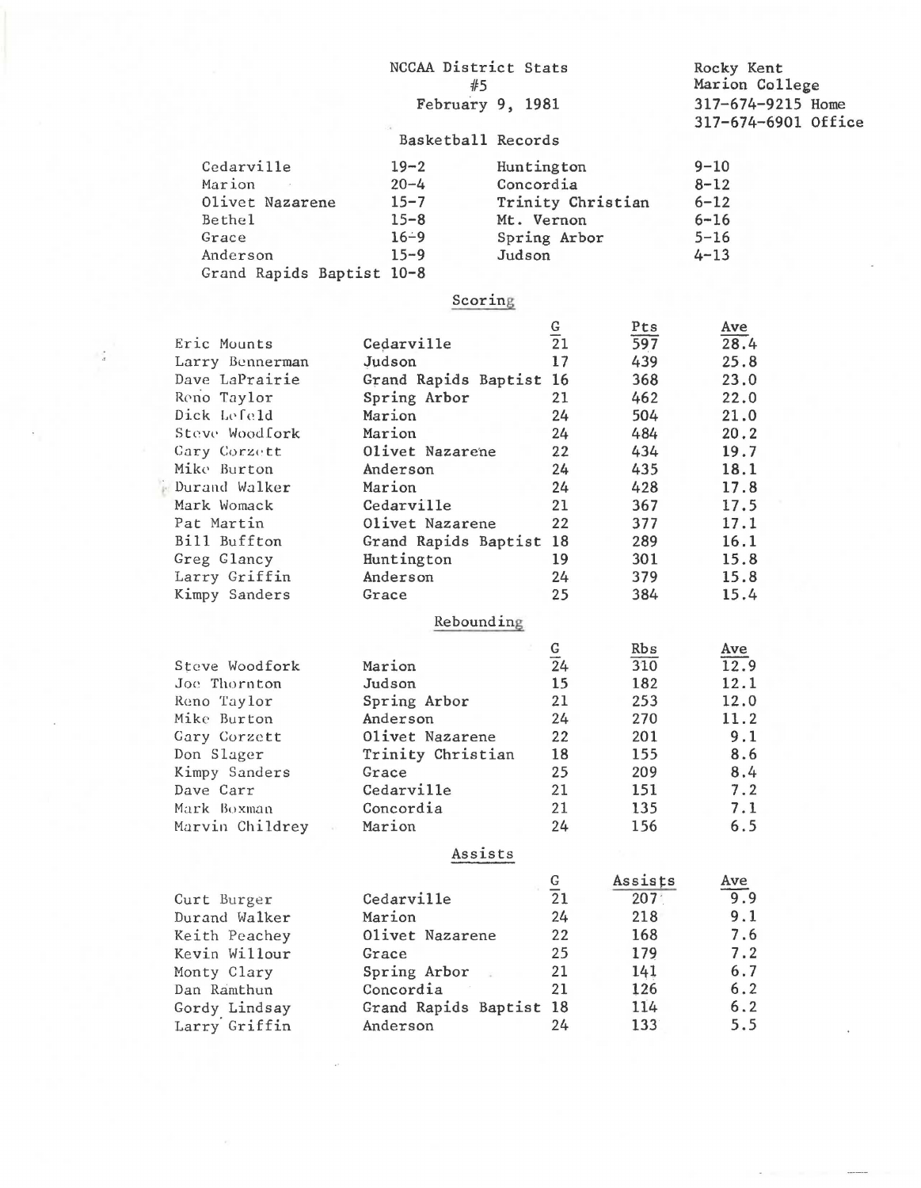NCCAA District Stats
#5
February 9, 1981

Rocky Kent
Marion College
317-674-9215 Home
317-674-6901 Office

## Basketball Records

| Team | Record | Team | Record |
|---|---|---|---|
| Cedarville | 19-2 | Huntington | 9-10 |
| Marion | 20-4 | Concordia | 8-12 |
| Olivet Nazarene | 15-7 | Trinity Christian | 6-12 |
| Bethel | 15-8 | Mt. Vernon | 6-16 |
| Grace | 16-9 | Spring Arbor | 5-16 |
| Anderson | 15-9 | Judson | 4-13 |
| Grand Rapids Baptist | 10-8 | | |

## Scoring

| Player | School | G | Pts | Ave |
|---|---|---|---|---|
| Eric Mounts | Cedarville | 21 | 597 | 28.4 |
| Larry Bennerman | Judson | 17 | 439 | 25.8 |
| Dave LaPrairie | Grand Rapids Baptist | 16 | 368 | 23.0 |
| Reno Taylor | Spring Arbor | 21 | 462 | 22.0 |
| Dick Lefeld | Marion | 24 | 504 | 21.0 |
| Steve Woodfork | Marion | 24 | 484 | 20.2 |
| Gary Corzett | Olivet Nazarene | 22 | 434 | 19.7 |
| Mike Burton | Anderson | 24 | 435 | 18.1 |
| Durand Walker | Marion | 24 | 428 | 17.8 |
| Mark Womack | Cedarville | 21 | 367 | 17.5 |
| Pat Martin | Olivet Nazarene | 22 | 377 | 17.1 |
| Bill Buffton | Grand Rapids Baptist | 18 | 289 | 16.1 |
| Greg Glancy | Huntington | 19 | 301 | 15.8 |
| Larry Griffin | Anderson | 24 | 379 | 15.8 |
| Kimpy Sanders | Grace | 25 | 384 | 15.4 |

## Rebounding

| Player | School | G | Rbs | Ave |
|---|---|---|---|---|
| Steve Woodfork | Marion | 24 | 310 | 12.9 |
| Joe Thornton | Judson | 15 | 182 | 12.1 |
| Reno Taylor | Spring Arbor | 21 | 253 | 12.0 |
| Mike Burton | Anderson | 24 | 270 | 11.2 |
| Gary Corzett | Olivet Nazarene | 22 | 201 | 9.1 |
| Don Slager | Trinity Christian | 18 | 155 | 8.6 |
| Kimpy Sanders | Grace | 25 | 209 | 8.4 |
| Dave Carr | Cedarville | 21 | 151 | 7.2 |
| Mark Boxman | Concordia | 21 | 135 | 7.1 |
| Marvin Childrey | Marion | 24 | 156 | 6.5 |

## Assists

| Player | School | G | Assists | Ave |
|---|---|---|---|---|
| Curt Burger | Cedarville | 21 | 207 | 9.9 |
| Durand Walker | Marion | 24 | 218 | 9.1 |
| Keith Peachey | Olivet Nazarene | 22 | 168 | 7.6 |
| Kevin Willour | Grace | 25 | 179 | 7.2 |
| Monty Clary | Spring Arbor | 21 | 141 | 6.7 |
| Dan Ramthun | Concordia | 21 | 126 | 6.2 |
| Gordy Lindsay | Grand Rapids Baptist | 18 | 114 | 6.2 |
| Larry Griffin | Anderson | 24 | 133 | 5.5 |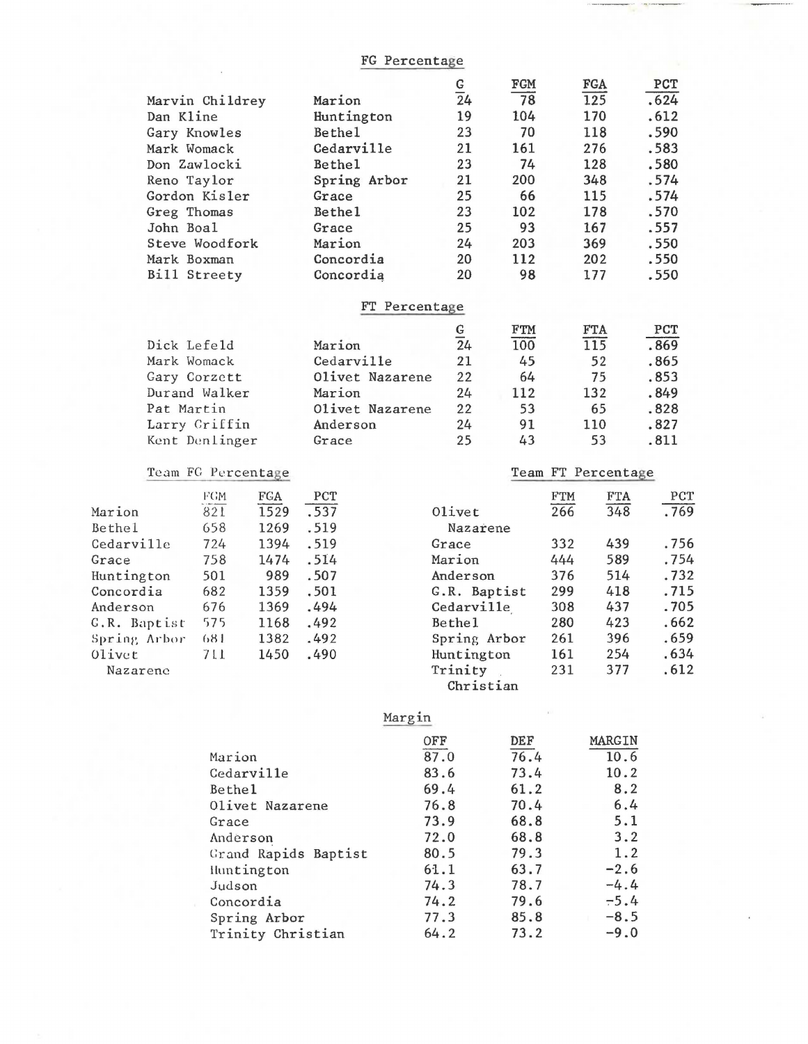## FG Percentage

| | | G | FGM | FGA | PCT |
|---|---|---|---|---|---|
| Marvin Childrey | Marion | 24 | 78 | 125 | .624 |
| Dan Kline | Huntington | 19 | 104 | 170 | .612 |
| Gary Knowles | Bethel | 23 | 70 | 118 | .590 |
| Mark Womack | Cedarville | 21 | 161 | 276 | .583 |
| Don Zawlocki | Bethel | 23 | 74 | 128 | .580 |
| Reno Taylor | Spring Arbor | 21 | 200 | 348 | .574 |
| Gordon Kisler | Grace | 25 | 66 | 115 | .574 |
| Greg Thomas | Bethel | 23 | 102 | 178 | .570 |
| John Boal | Grace | 25 | 93 | 167 | .557 |
| Steve Woodfork | Marion | 24 | 203 | 369 | .550 |
| Mark Boxman | Concordia | 20 | 112 | 202 | .550 |
| Bill Streety | Concordia | 20 | 98 | 177 | .550 |

## FT Percentage

| | | G | FTM | FTA | PCT |
|---|---|---|---|---|---|
| Dick Lefeld | Marion | 24 | 100 | 115 | .869 |
| Mark Womack | Cedarville | 21 | 45 | 52 | .865 |
| Gary Corzett | Olivet Nazarene | 22 | 64 | 75 | .853 |
| Durand Walker | Marion | 24 | 112 | 132 | .849 |
| Pat Martin | Olivet Nazarene | 22 | 53 | 65 | .828 |
| Larry Griffin | Anderson | 24 | 91 | 110 | .827 |
| Kent Denlinger | Grace | 25 | 43 | 53 | .811 |

## Team FG Percentage

| | FGM | FGA | PCT |
|---|---|---|---|
| Marion | 821 | 1529 | .537 |
| Bethel | 658 | 1269 | .519 |
| Cedarville | 724 | 1394 | .519 |
| Grace | 758 | 1474 | .514 |
| Huntington | 501 | 989 | .507 |
| Concordia | 682 | 1359 | .501 |
| Anderson | 676 | 1369 | .494 |
| G.R. Baptist | 575 | 1168 | .492 |
| Spring Arbor | 681 | 1382 | .492 |
| Olivet Nazarene | 711 | 1450 | .490 |

## Team FT Percentage

| | FTM | FTA | PCT |
|---|---|---|---|
| Olivet Nazarene | 266 | 348 | .769 |
| Grace | 332 | 439 | .756 |
| Marion | 444 | 589 | .754 |
| Anderson | 376 | 514 | .732 |
| G.R. Baptist | 299 | 418 | .715 |
| Cedarville | 308 | 437 | .705 |
| Bethel | 280 | 423 | .662 |
| Spring Arbor | 261 | 396 | .659 |
| Huntington | 161 | 254 | .634 |
| Trinity Christian | 231 | 377 | .612 |

## Margin

| | OFF | DEF | MARGIN |
|---|---|---|---|
| Marion | 87.0 | 76.4 | 10.6 |
| Cedarville | 83.6 | 73.4 | 10.2 |
| Bethel | 69.4 | 61.2 | 8.2 |
| Olivet Nazarene | 76.8 | 70.4 | 6.4 |
| Grace | 73.9 | 68.8 | 5.1 |
| Anderson | 72.0 | 68.8 | 3.2 |
| Grand Rapids Baptist | 80.5 | 79.3 | 1.2 |
| Huntington | 61.1 | 63.7 | -2.6 |
| Judson | 74.3 | 78.7 | -4.4 |
| Concordia | 74.2 | 79.6 | -5.4 |
| Spring Arbor | 77.3 | 85.8 | -8.5 |
| Trinity Christian | 64.2 | 73.2 | -9.0 |